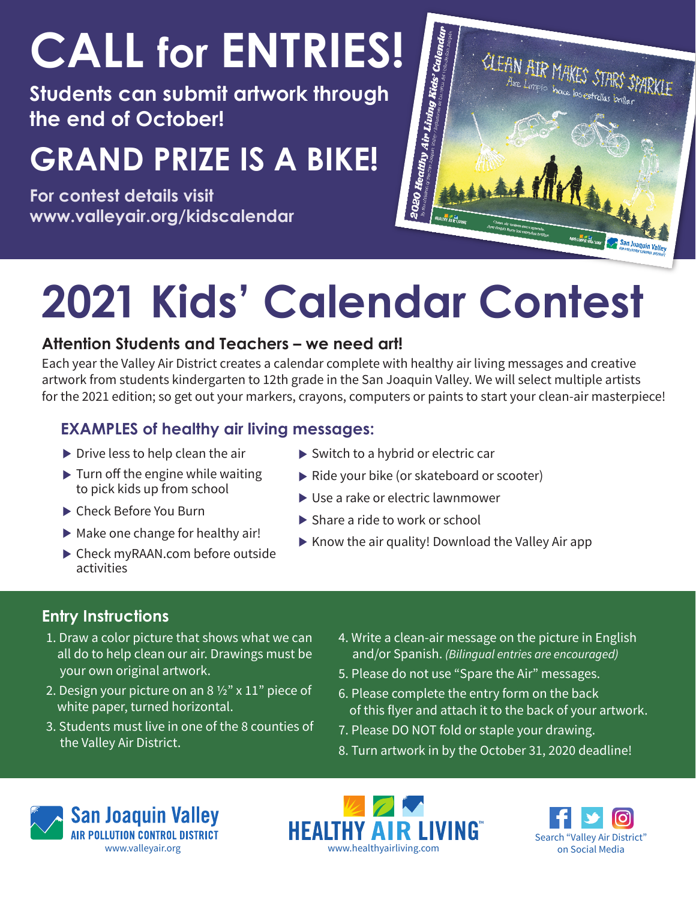# CALL for ENTRIES!

**Students can submit artwork through the end of October!**

## GRAND PRIZE IS A BIKE!

**For contest details visit www.valleyair.org/kidscalendar**

# 2021 Kids' Calendar Contest

### Attention Students and Teachers – we need art!

Each year the Valley Air District creates a calendar complete with healthy air living messages and creative artwork from students kindergarten to 12th grade in the San Joaquin Valley. We will select multiple artists for the 2021 edition; so get out your markers, crayons, computers or paints to start your clean-air masterpiece!

### EXAMPLES of healthy air living messages:

- Drive less to help clean the air
- Turn off the engine while waiting to pick kids up from school
- Check Before You Burn
- Make one change for healthy air!
- Check myRAAN.com before outside activities
- Switch to a hybrid or electric car
- Ride your bike (or skateboard or scooter)
- Use a rake or electric lawnmower
- Share a ride to work or school
- Know the air quality! Download the Valley Air app

### Entry Instructions

1. Draw a color picture that shows what we can all do to help clean our air. Drawings must be your own original artwork.
2. Design your picture on an 8 ½" x 11" piece of white paper, turned horizontal.
3. Students must live in one of the 8 counties of the Valley Air District.
4. Write a clean-air message on the picture in English and/or Spanish. *(Bilingual entries are encouraged)*
5. Please do not use "Spare the Air" messages.
6. Please complete the entry form on the back of this flyer and attach it to the back of your artwork.
7. Please DO NOT fold or staple your drawing.
8. Turn artwork in by the October 31, 2020 deadline!

San Joaquin Valley AIR POLLUTION CONTROL DISTRICT
www.valleyair.org

HEALTHY AIR LIVING™
www.healthyairliving.com

Search "Valley Air District" on Social Media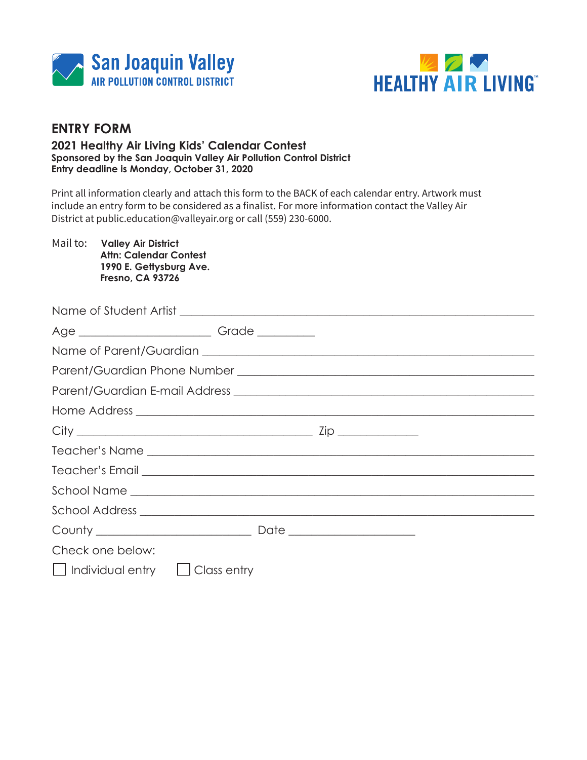San Joaquin Valley
AIR POLLUTION CONTROL DISTRICT

HEALTHY AIR LIVING™

# ENTRY FORM

**2021 Healthy Air Living Kids' Calendar Contest**
**Sponsored by the San Joaquin Valley Air Pollution Control District**
**Entry deadline is Monday, October 31, 2020**

Print all information clearly and attach this form to the BACK of each calendar entry. Artwork must include an entry form to be considered as a finalist. For more information contact the Valley Air District at public.education@valleyair.org or call (559) 230-6000.

Mail to: **Valley Air District**
**Attn: Calendar Contest**
**1990 E. Gettysburg Ave.**
**Fresno, CA 93726**

Name of Student Artist ______________________________

Age ____________ Grade ________

Name of Parent/Guardian ______________________________

Parent/Guardian Phone Number ______________________________

Parent/Guardian E-mail Address ______________________________

Home Address ______________________________

City ______________________ Zip ____________

Teacher's Name ______________________________

Teacher's Email ______________________________

School Name ______________________________

School Address ______________________________

County ______________ Date ______________

Check one below:

☐ Individual entry ☐ Class entry